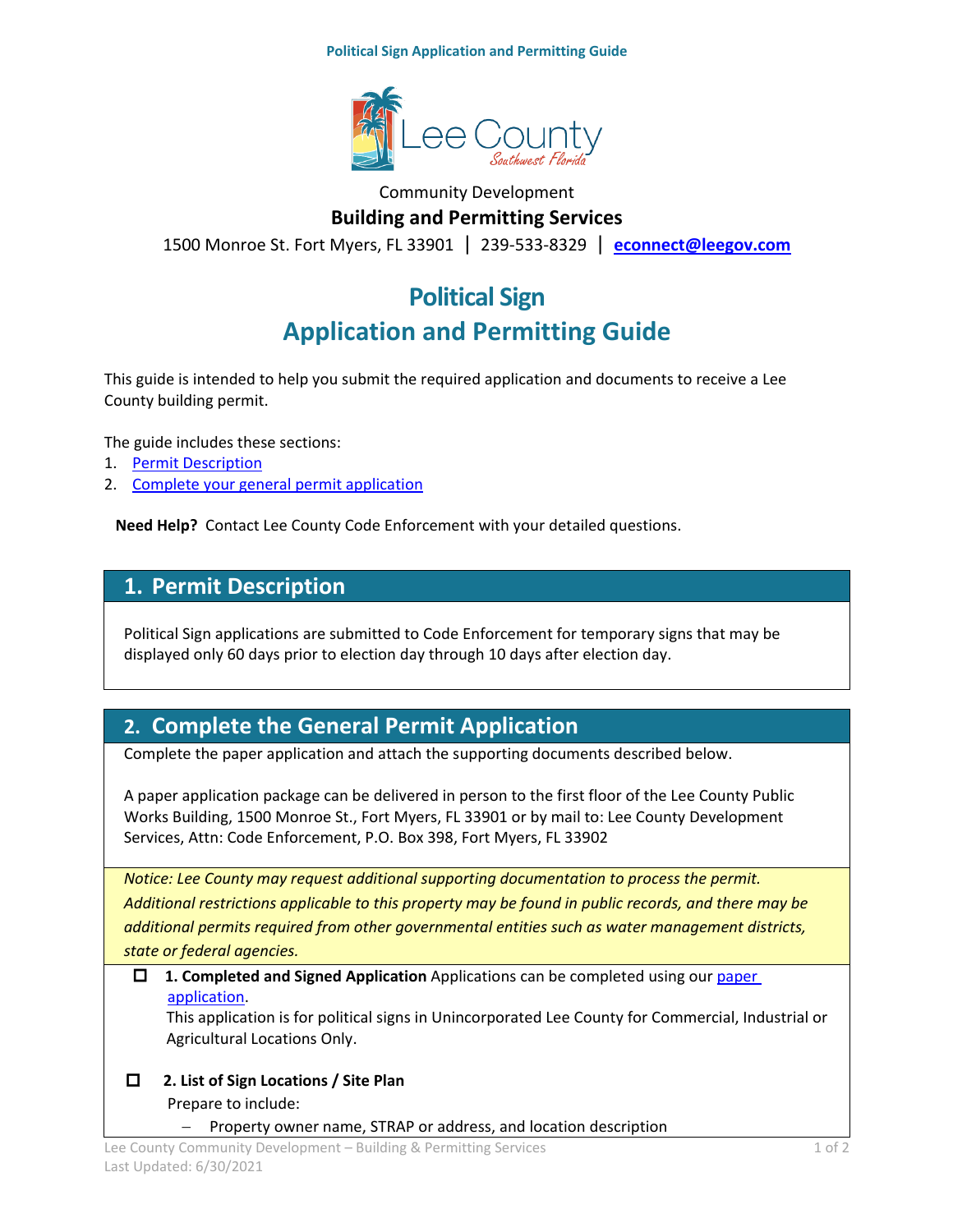Community Development

**Building and Permitting Services**

1500 Monroe St. Fort Myers, FL 33901 | 239-533-8329 | **econnect@leegov.com**

# Political Sign Application and Permitting Guide

This guide is intended to help you submit the required application and documents to receive a Lee County building permit.

The guide includes these sections:

1. Permit Description
2. Complete your general permit application

**Need Help?** Contact Lee County Code Enforcement with your detailed questions.

## 1. Permit Description

Political Sign applications are submitted to Code Enforcement for temporary signs that may be displayed only 60 days prior to election day through 10 days after election day.

## 2. Complete the General Permit Application

Complete the paper application and attach the supporting documents described below.

A paper application package can be delivered in person to the first floor of the Lee County Public Works Building, 1500 Monroe St., Fort Myers, FL 33901 or by mail to: Lee County Development Services, Attn: Code Enforcement, P.O. Box 398, Fort Myers, FL 33902

*Notice: Lee County may request additional supporting documentation to process the permit. Additional restrictions applicable to this property may be found in public records, and there may be additional permits required from other governmental entities such as water management districts, state or federal agencies.*

- [ ] **1. Completed and Signed Application** Applications can be completed using our paper application.
  This application is for political signs in Unincorporated Lee County for Commercial, Industrial or Agricultural Locations Only.

- [ ] **2. List of Sign Locations / Site Plan**
  Prepare to include:
  - Property owner name, STRAP or address, and location description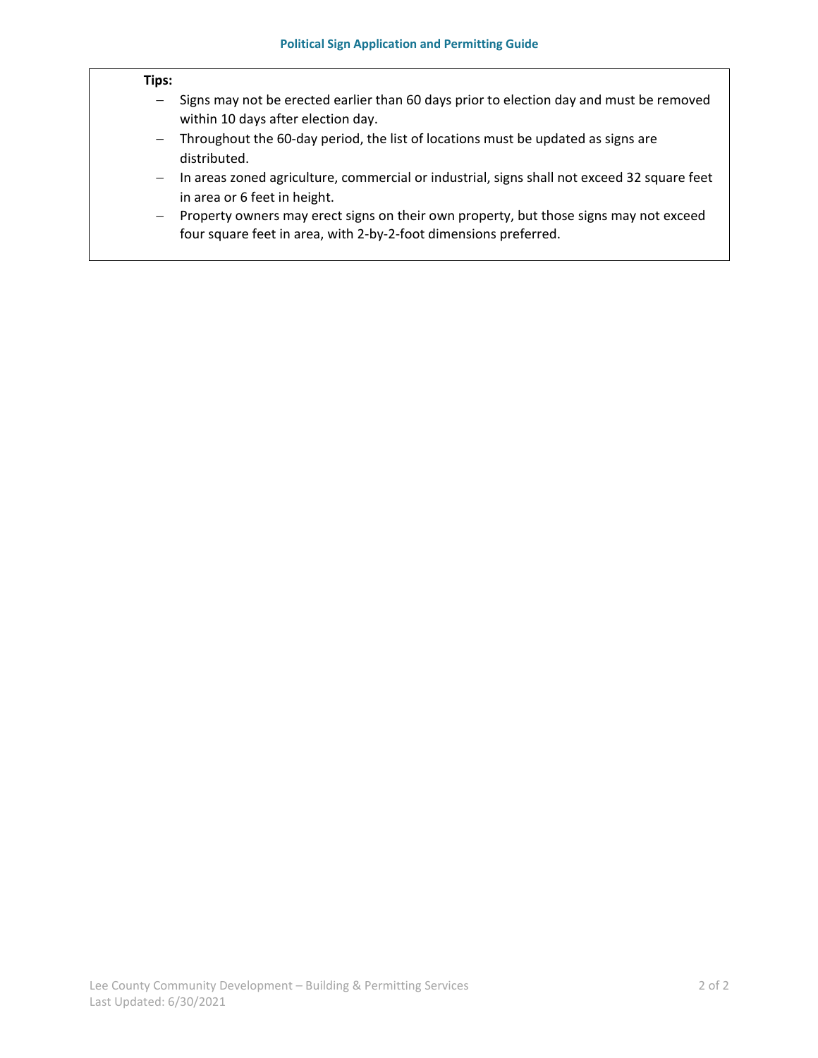**Tips:**

- Signs may not be erected earlier than 60 days prior to election day and must be removed within 10 days after election day.
- Throughout the 60-day period, the list of locations must be updated as signs are distributed.
- In areas zoned agriculture, commercial or industrial, signs shall not exceed 32 square feet in area or 6 feet in height.
- Property owners may erect signs on their own property, but those signs may not exceed four square feet in area, with 2-by-2-foot dimensions preferred.